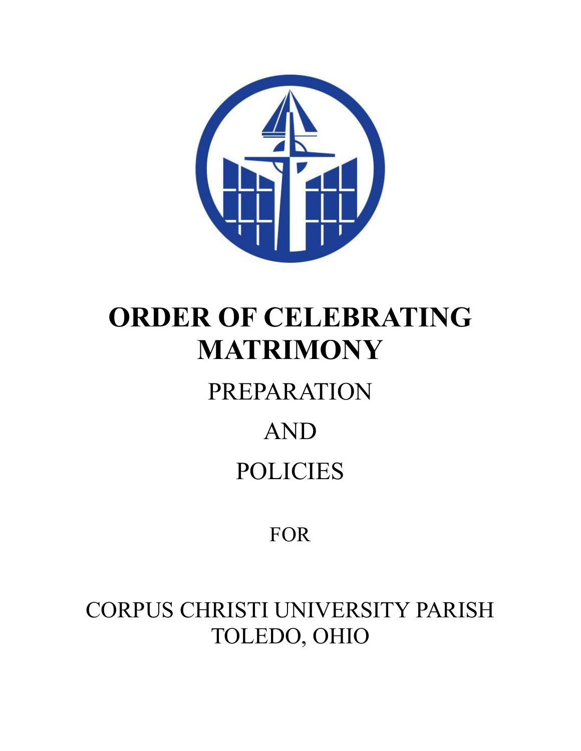# ORDER OF CELEBRATING MATRIMONY

PREPARATION

AND

POLICIES

FOR

CORPUS CHRISTI UNIVERSITY PARISH
TOLEDO, OHIO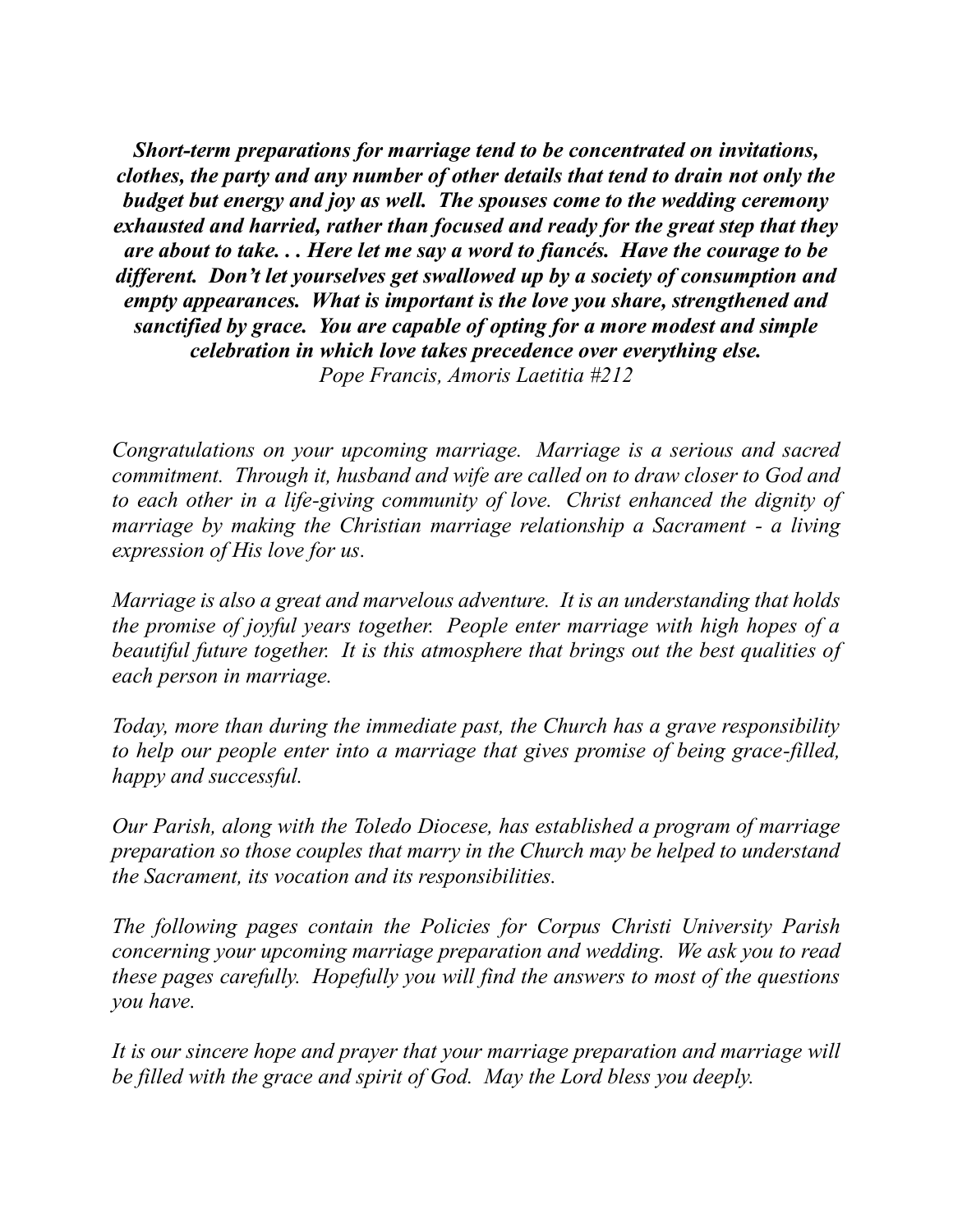***Short-term preparations for marriage tend to be concentrated on invitations, clothes, the party and any number of other details that tend to drain not only the budget but energy and joy as well. The spouses come to the wedding ceremony exhausted and harried, rather than focused and ready for the great step that they are about to take. . . Here let me say a word to fiancés. Have the courage to be different. Don't let yourselves get swallowed up by a society of consumption and empty appearances. What is important is the love you share, strengthened and sanctified by grace. You are capable of opting for a more modest and simple celebration in which love takes precedence over everything else.***
*Pope Francis, Amoris Laetitia #212*

*Congratulations on your upcoming marriage. Marriage is a serious and sacred commitment. Through it, husband and wife are called on to draw closer to God and to each other in a life-giving community of love. Christ enhanced the dignity of marriage by making the Christian marriage relationship a Sacrament - a living expression of His love for us.*

*Marriage is also a great and marvelous adventure. It is an understanding that holds the promise of joyful years together. People enter marriage with high hopes of a beautiful future together. It is this atmosphere that brings out the best qualities of each person in marriage.*

*Today, more than during the immediate past, the Church has a grave responsibility to help our people enter into a marriage that gives promise of being grace-filled, happy and successful.*

*Our Parish, along with the Toledo Diocese, has established a program of marriage preparation so those couples that marry in the Church may be helped to understand the Sacrament, its vocation and its responsibilities.*

*The following pages contain the Policies for Corpus Christi University Parish concerning your upcoming marriage preparation and wedding. We ask you to read these pages carefully. Hopefully you will find the answers to most of the questions you have.*

*It is our sincere hope and prayer that your marriage preparation and marriage will be filled with the grace and spirit of God. May the Lord bless you deeply.*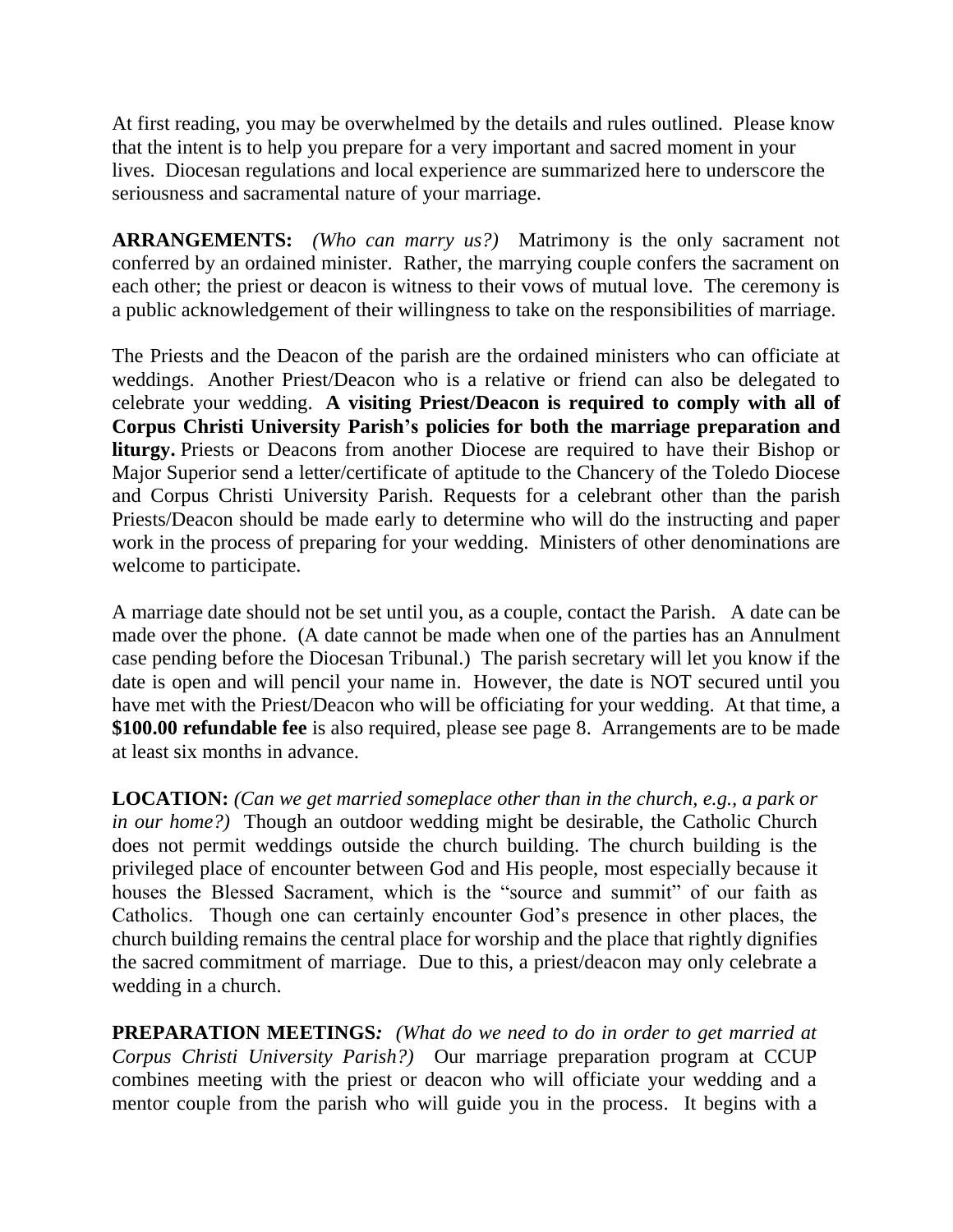At first reading, you may be overwhelmed by the details and rules outlined. Please know that the intent is to help you prepare for a very important and sacred moment in your lives. Diocesan regulations and local experience are summarized here to underscore the seriousness and sacramental nature of your marriage.

**ARRANGEMENTS:** *(Who can marry us?)* Matrimony is the only sacrament not conferred by an ordained minister. Rather, the marrying couple confers the sacrament on each other; the priest or deacon is witness to their vows of mutual love. The ceremony is a public acknowledgement of their willingness to take on the responsibilities of marriage.

The Priests and the Deacon of the parish are the ordained ministers who can officiate at weddings. Another Priest/Deacon who is a relative or friend can also be delegated to celebrate your wedding. **A visiting Priest/Deacon is required to comply with all of Corpus Christi University Parish's policies for both the marriage preparation and liturgy.** Priests or Deacons from another Diocese are required to have their Bishop or Major Superior send a letter/certificate of aptitude to the Chancery of the Toledo Diocese and Corpus Christi University Parish. Requests for a celebrant other than the parish Priests/Deacon should be made early to determine who will do the instructing and paper work in the process of preparing for your wedding. Ministers of other denominations are welcome to participate.

A marriage date should not be set until you, as a couple, contact the Parish. A date can be made over the phone. (A date cannot be made when one of the parties has an Annulment case pending before the Diocesan Tribunal.) The parish secretary will let you know if the date is open and will pencil your name in. However, the date is NOT secured until you have met with the Priest/Deacon who will be officiating for your wedding. At that time, a **$100.00 refundable fee** is also required, please see page 8. Arrangements are to be made at least six months in advance.

**LOCATION:** *(Can we get married someplace other than in the church, e.g., a park or in our home?)* Though an outdoor wedding might be desirable, the Catholic Church does not permit weddings outside the church building. The church building is the privileged place of encounter between God and His people, most especially because it houses the Blessed Sacrament, which is the "source and summit" of our faith as Catholics. Though one can certainly encounter God's presence in other places, the church building remains the central place for worship and the place that rightly dignifies the sacred commitment of marriage. Due to this, a priest/deacon may only celebrate a wedding in a church.

**PREPARATION MEETINGS:** *(What do we need to do in order to get married at Corpus Christi University Parish?)* Our marriage preparation program at CCUP combines meeting with the priest or deacon who will officiate your wedding and a mentor couple from the parish who will guide you in the process. It begins with a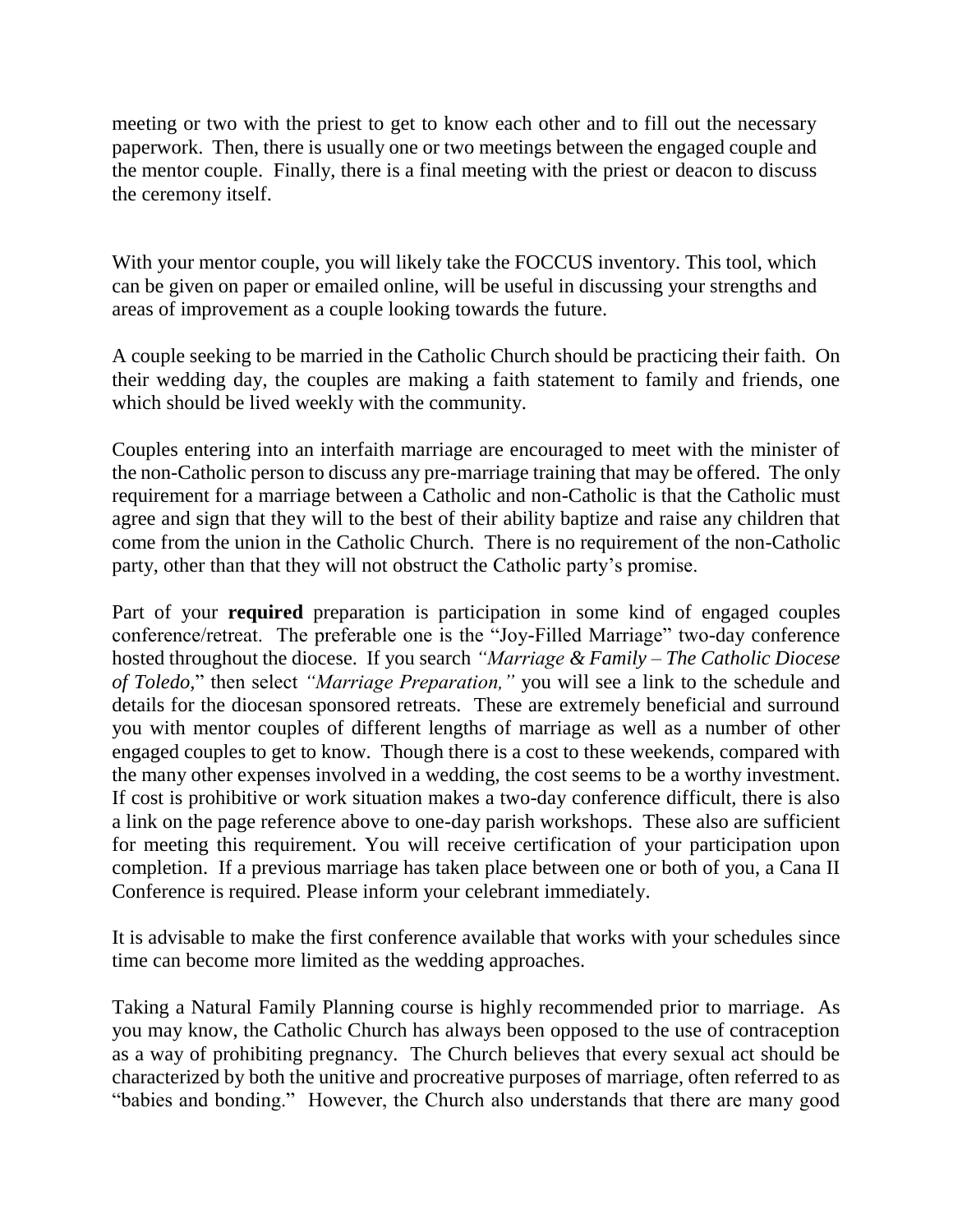meeting or two with the priest to get to know each other and to fill out the necessary paperwork. Then, there is usually one or two meetings between the engaged couple and the mentor couple. Finally, there is a final meeting with the priest or deacon to discuss the ceremony itself.

With your mentor couple, you will likely take the FOCCUS inventory. This tool, which can be given on paper or emailed online, will be useful in discussing your strengths and areas of improvement as a couple looking towards the future.

A couple seeking to be married in the Catholic Church should be practicing their faith. On their wedding day, the couples are making a faith statement to family and friends, one which should be lived weekly with the community.

Couples entering into an interfaith marriage are encouraged to meet with the minister of the non-Catholic person to discuss any pre-marriage training that may be offered. The only requirement for a marriage between a Catholic and non-Catholic is that the Catholic must agree and sign that they will to the best of their ability baptize and raise any children that come from the union in the Catholic Church. There is no requirement of the non-Catholic party, other than that they will not obstruct the Catholic party's promise.

Part of your **required** preparation is participation in some kind of engaged couples conference/retreat. The preferable one is the "Joy-Filled Marriage" two-day conference hosted throughout the diocese. If you search *"Marriage & Family – The Catholic Diocese of Toledo,*" then select *"Marriage Preparation,"* you will see a link to the schedule and details for the diocesan sponsored retreats. These are extremely beneficial and surround you with mentor couples of different lengths of marriage as well as a number of other engaged couples to get to know. Though there is a cost to these weekends, compared with the many other expenses involved in a wedding, the cost seems to be a worthy investment. If cost is prohibitive or work situation makes a two-day conference difficult, there is also a link on the page reference above to one-day parish workshops. These also are sufficient for meeting this requirement. You will receive certification of your participation upon completion. If a previous marriage has taken place between one or both of you, a Cana II Conference is required. Please inform your celebrant immediately.

It is advisable to make the first conference available that works with your schedules since time can become more limited as the wedding approaches.

Taking a Natural Family Planning course is highly recommended prior to marriage. As you may know, the Catholic Church has always been opposed to the use of contraception as a way of prohibiting pregnancy. The Church believes that every sexual act should be characterized by both the unitive and procreative purposes of marriage, often referred to as "babies and bonding." However, the Church also understands that there are many good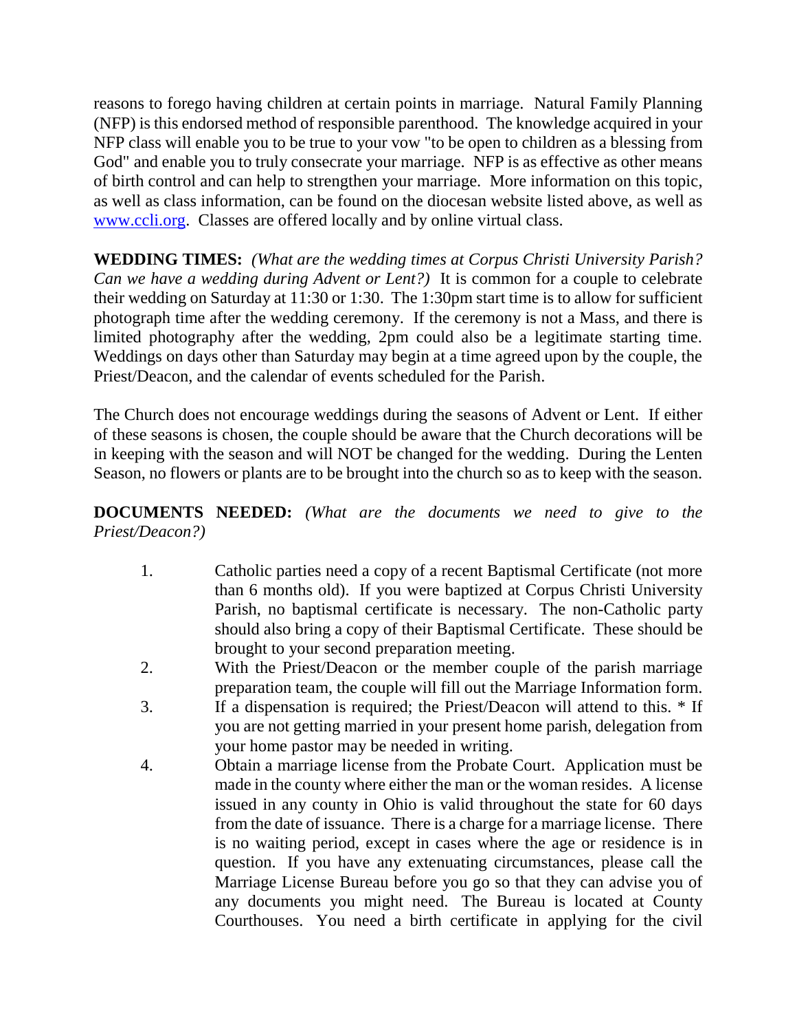reasons to forego having children at certain points in marriage. Natural Family Planning (NFP) is this endorsed method of responsible parenthood. The knowledge acquired in your NFP class will enable you to be true to your vow "to be open to children as a blessing from God" and enable you to truly consecrate your marriage. NFP is as effective as other means of birth control and can help to strengthen your marriage. More information on this topic, as well as class information, can be found on the diocesan website listed above, as well as [www.ccli.org](http://www.ccli.org). Classes are offered locally and by online virtual class.

**WEDDING TIMES:** *(What are the wedding times at Corpus Christi University Parish? Can we have a wedding during Advent or Lent?)* It is common for a couple to celebrate their wedding on Saturday at 11:30 or 1:30. The 1:30pm start time is to allow for sufficient photograph time after the wedding ceremony. If the ceremony is not a Mass, and there is limited photography after the wedding, 2pm could also be a legitimate starting time. Weddings on days other than Saturday may begin at a time agreed upon by the couple, the Priest/Deacon, and the calendar of events scheduled for the Parish.

The Church does not encourage weddings during the seasons of Advent or Lent. If either of these seasons is chosen, the couple should be aware that the Church decorations will be in keeping with the season and will NOT be changed for the wedding. During the Lenten Season, no flowers or plants are to be brought into the church so as to keep with the season.

**DOCUMENTS NEEDED:** *(What are the documents we need to give to the Priest/Deacon?)*

1. Catholic parties need a copy of a recent Baptismal Certificate (not more than 6 months old). If you were baptized at Corpus Christi University Parish, no baptismal certificate is necessary. The non-Catholic party should also bring a copy of their Baptismal Certificate. These should be brought to your second preparation meeting.
2. With the Priest/Deacon or the member couple of the parish marriage preparation team, the couple will fill out the Marriage Information form.
3. If a dispensation is required; the Priest/Deacon will attend to this. * If you are not getting married in your present home parish, delegation from your home pastor may be needed in writing.
4. Obtain a marriage license from the Probate Court. Application must be made in the county where either the man or the woman resides. A license issued in any county in Ohio is valid throughout the state for 60 days from the date of issuance. There is a charge for a marriage license. There is no waiting period, except in cases where the age or residence is in question. If you have any extenuating circumstances, please call the Marriage License Bureau before you go so that they can advise you of any documents you might need. The Bureau is located at County Courthouses. You need a birth certificate in applying for the civil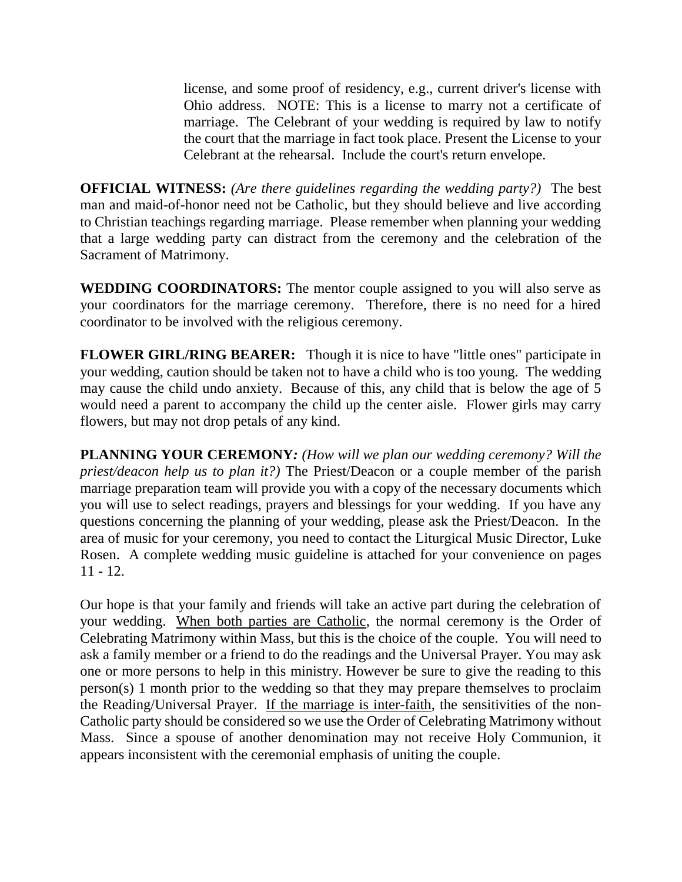license, and some proof of residency, e.g., current driver's license with Ohio address. NOTE: This is a license to marry not a certificate of marriage. The Celebrant of your wedding is required by law to notify the court that the marriage in fact took place. Present the License to your Celebrant at the rehearsal. Include the court's return envelope.

**OFFICIAL WITNESS:** *(Are there guidelines regarding the wedding party?)* The best man and maid-of-honor need not be Catholic, but they should believe and live according to Christian teachings regarding marriage. Please remember when planning your wedding that a large wedding party can distract from the ceremony and the celebration of the Sacrament of Matrimony.

**WEDDING COORDINATORS:** The mentor couple assigned to you will also serve as your coordinators for the marriage ceremony. Therefore, there is no need for a hired coordinator to be involved with the religious ceremony.

**FLOWER GIRL/RING BEARER:** Though it is nice to have "little ones" participate in your wedding, caution should be taken not to have a child who is too young. The wedding may cause the child undo anxiety. Because of this, any child that is below the age of 5 would need a parent to accompany the child up the center aisle. Flower girls may carry flowers, but may not drop petals of any kind.

**PLANNING YOUR CEREMONY*:*** *(How will we plan our wedding ceremony? Will the priest/deacon help us to plan it?)* The Priest/Deacon or a couple member of the parish marriage preparation team will provide you with a copy of the necessary documents which you will use to select readings, prayers and blessings for your wedding. If you have any questions concerning the planning of your wedding, please ask the Priest/Deacon. In the area of music for your ceremony, you need to contact the Liturgical Music Director, Luke Rosen. A complete wedding music guideline is attached for your convenience on pages 11 - 12.

Our hope is that your family and friends will take an active part during the celebration of your wedding. <u>When both parties are Catholic</u>, the normal ceremony is the Order of Celebrating Matrimony within Mass, but this is the choice of the couple. You will need to ask a family member or a friend to do the readings and the Universal Prayer. You may ask one or more persons to help in this ministry. However be sure to give the reading to this person(s) 1 month prior to the wedding so that they may prepare themselves to proclaim the Reading/Universal Prayer. <u>If the marriage is inter-faith</u>, the sensitivities of the non-Catholic party should be considered so we use the Order of Celebrating Matrimony without Mass. Since a spouse of another denomination may not receive Holy Communion, it appears inconsistent with the ceremonial emphasis of uniting the couple.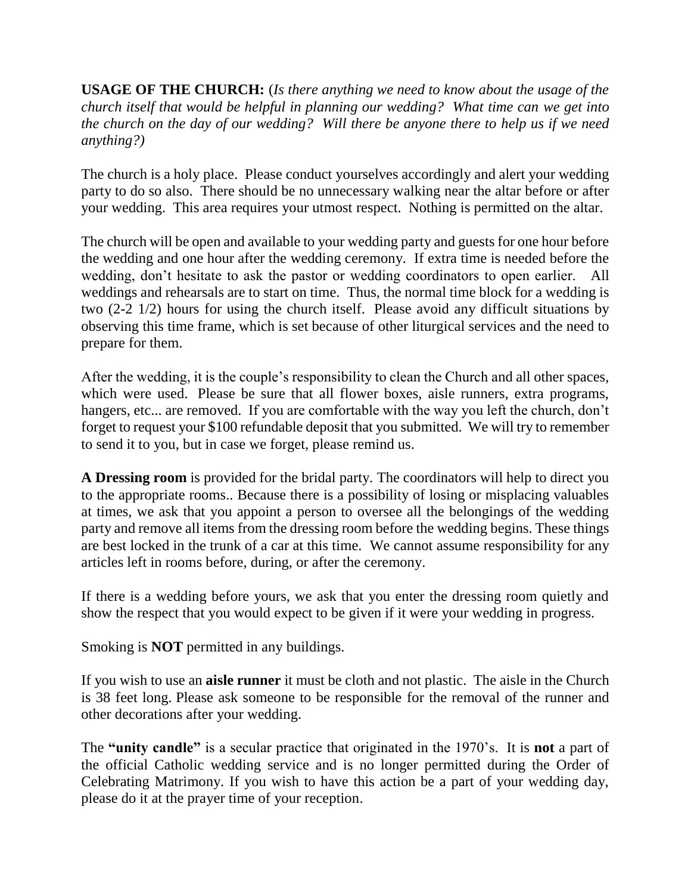**USAGE OF THE CHURCH:** (*Is there anything we need to know about the usage of the church itself that would be helpful in planning our wedding? What time can we get into the church on the day of our wedding? Will there be anyone there to help us if we need anything?)*

The church is a holy place. Please conduct yourselves accordingly and alert your wedding party to do so also. There should be no unnecessary walking near the altar before or after your wedding. This area requires your utmost respect. Nothing is permitted on the altar.

The church will be open and available to your wedding party and guests for one hour before the wedding and one hour after the wedding ceremony. If extra time is needed before the wedding, don't hesitate to ask the pastor or wedding coordinators to open earlier. All weddings and rehearsals are to start on time. Thus, the normal time block for a wedding is two (2-2 1/2) hours for using the church itself. Please avoid any difficult situations by observing this time frame, which is set because of other liturgical services and the need to prepare for them.

After the wedding, it is the couple's responsibility to clean the Church and all other spaces, which were used. Please be sure that all flower boxes, aisle runners, extra programs, hangers, etc... are removed. If you are comfortable with the way you left the church, don't forget to request your $100 refundable deposit that you submitted. We will try to remember to send it to you, but in case we forget, please remind us.

**A Dressing room** is provided for the bridal party. The coordinators will help to direct you to the appropriate rooms.. Because there is a possibility of losing or misplacing valuables at times, we ask that you appoint a person to oversee all the belongings of the wedding party and remove all items from the dressing room before the wedding begins. These things are best locked in the trunk of a car at this time. We cannot assume responsibility for any articles left in rooms before, during, or after the ceremony.

If there is a wedding before yours, we ask that you enter the dressing room quietly and show the respect that you would expect to be given if it were your wedding in progress.

Smoking is **NOT** permitted in any buildings.

If you wish to use an **aisle runner** it must be cloth and not plastic. The aisle in the Church is 38 feet long. Please ask someone to be responsible for the removal of the runner and other decorations after your wedding.

The **"unity candle"** is a secular practice that originated in the 1970's. It is **not** a part of the official Catholic wedding service and is no longer permitted during the Order of Celebrating Matrimony. If you wish to have this action be a part of your wedding day, please do it at the prayer time of your reception.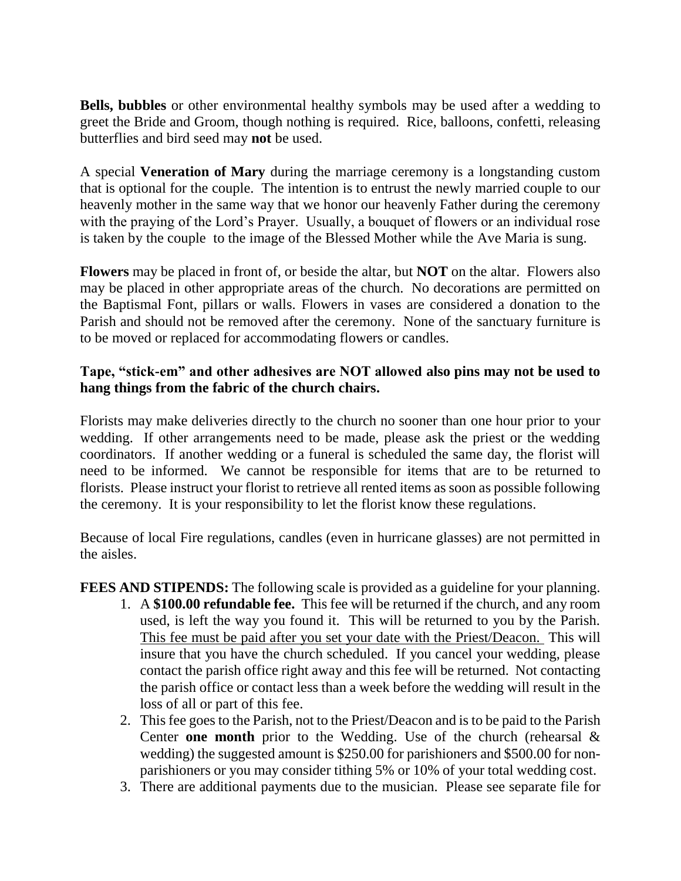**Bells, bubbles** or other environmental healthy symbols may be used after a wedding to greet the Bride and Groom, though nothing is required. Rice, balloons, confetti, releasing butterflies and bird seed may **not** be used.

A special **Veneration of Mary** during the marriage ceremony is a longstanding custom that is optional for the couple. The intention is to entrust the newly married couple to our heavenly mother in the same way that we honor our heavenly Father during the ceremony with the praying of the Lord's Prayer. Usually, a bouquet of flowers or an individual rose is taken by the couple to the image of the Blessed Mother while the Ave Maria is sung.

**Flowers** may be placed in front of, or beside the altar, but **NOT** on the altar. Flowers also may be placed in other appropriate areas of the church. No decorations are permitted on the Baptismal Font, pillars or walls. Flowers in vases are considered a donation to the Parish and should not be removed after the ceremony. None of the sanctuary furniture is to be moved or replaced for accommodating flowers or candles.

**Tape, "stick-em" and other adhesives are NOT allowed also pins may not be used to hang things from the fabric of the church chairs.**

Florists may make deliveries directly to the church no sooner than one hour prior to your wedding. If other arrangements need to be made, please ask the priest or the wedding coordinators. If another wedding or a funeral is scheduled the same day, the florist will need to be informed. We cannot be responsible for items that are to be returned to florists. Please instruct your florist to retrieve all rented items as soon as possible following the ceremony. It is your responsibility to let the florist know these regulations.

Because of local Fire regulations, candles (even in hurricane glasses) are not permitted in the aisles.

**FEES AND STIPENDS:** The following scale is provided as a guideline for your planning.

1. A **$100.00 refundable fee.** This fee will be returned if the church, and any room used, is left the way you found it. This will be returned to you by the Parish. <u>This fee must be paid after you set your date with the Priest/Deacon.</u> This will insure that you have the church scheduled. If you cancel your wedding, please contact the parish office right away and this fee will be returned. Not contacting the parish office or contact less than a week before the wedding will result in the loss of all or part of this fee.
2. This fee goes to the Parish, not to the Priest/Deacon and is to be paid to the Parish Center **one month** prior to the Wedding. Use of the church (rehearsal & wedding) the suggested amount is $250.00 for parishioners and $500.00 for non-parishioners or you may consider tithing 5% or 10% of your total wedding cost.
3. There are additional payments due to the musician. Please see separate file for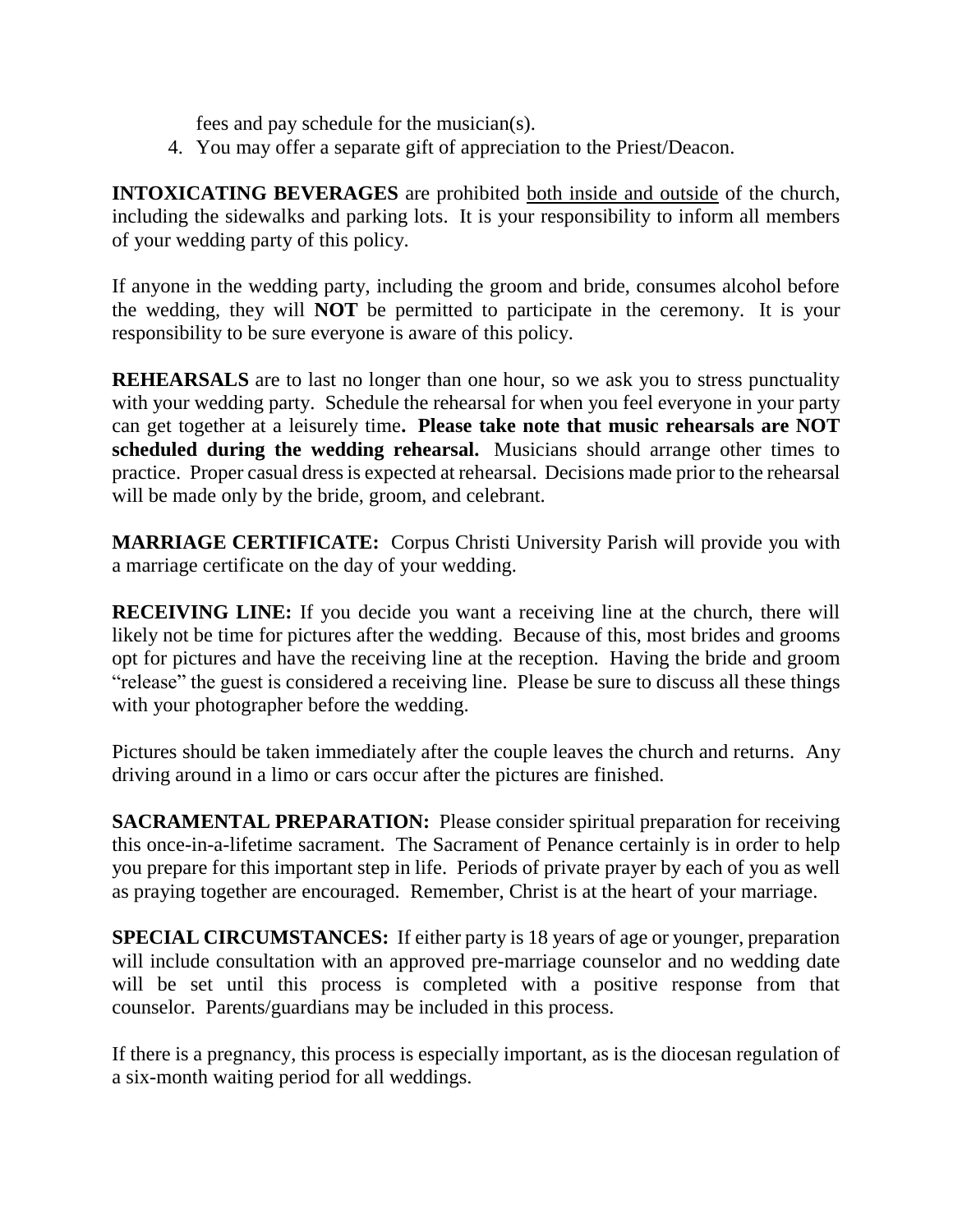fees and pay schedule for the musician(s).

4. You may offer a separate gift of appreciation to the Priest/Deacon.

**INTOXICATING BEVERAGES** are prohibited <u>both inside and outside</u> of the church, including the sidewalks and parking lots. It is your responsibility to inform all members of your wedding party of this policy.

If anyone in the wedding party, including the groom and bride, consumes alcohol before the wedding, they will **NOT** be permitted to participate in the ceremony. It is your responsibility to be sure everyone is aware of this policy.

**REHEARSALS** are to last no longer than one hour, so we ask you to stress punctuality with your wedding party. Schedule the rehearsal for when you feel everyone in your party can get together at a leisurely time**. Please take note that music rehearsals are NOT scheduled during the wedding rehearsal.** Musicians should arrange other times to practice. Proper casual dress is expected at rehearsal. Decisions made prior to the rehearsal will be made only by the bride, groom, and celebrant.

**MARRIAGE CERTIFICATE:** Corpus Christi University Parish will provide you with a marriage certificate on the day of your wedding.

**RECEIVING LINE:** If you decide you want a receiving line at the church, there will likely not be time for pictures after the wedding. Because of this, most brides and grooms opt for pictures and have the receiving line at the reception. Having the bride and groom "release" the guest is considered a receiving line. Please be sure to discuss all these things with your photographer before the wedding.

Pictures should be taken immediately after the couple leaves the church and returns. Any driving around in a limo or cars occur after the pictures are finished.

**SACRAMENTAL PREPARATION:** Please consider spiritual preparation for receiving this once-in-a-lifetime sacrament. The Sacrament of Penance certainly is in order to help you prepare for this important step in life. Periods of private prayer by each of you as well as praying together are encouraged. Remember, Christ is at the heart of your marriage.

**SPECIAL CIRCUMSTANCES:** If either party is 18 years of age or younger, preparation will include consultation with an approved pre-marriage counselor and no wedding date will be set until this process is completed with a positive response from that counselor. Parents/guardians may be included in this process.

If there is a pregnancy, this process is especially important, as is the diocesan regulation of a six-month waiting period for all weddings.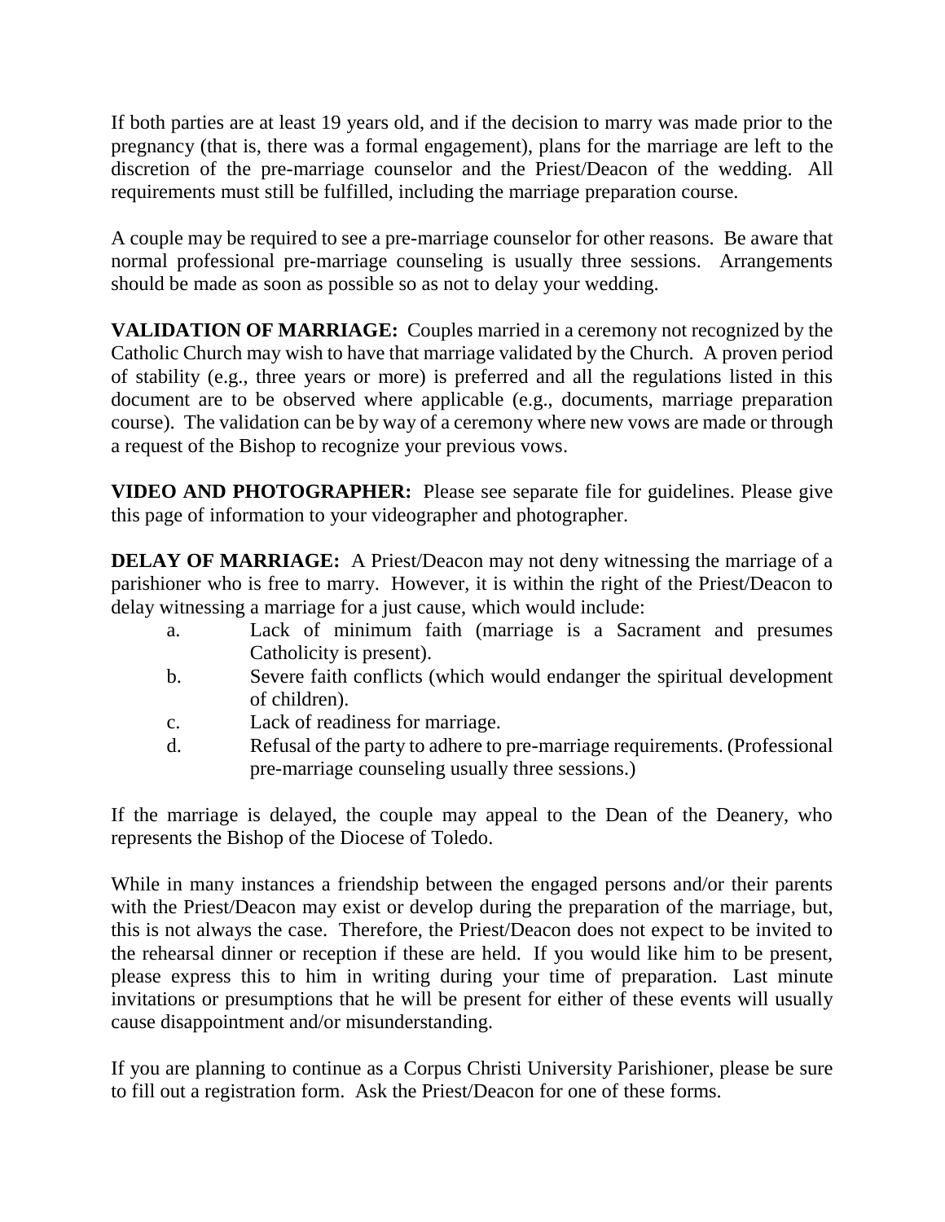If both parties are at least 19 years old, and if the decision to marry was made prior to the pregnancy (that is, there was a formal engagement), plans for the marriage are left to the discretion of the pre-marriage counselor and the Priest/Deacon of the wedding. All requirements must still be fulfilled, including the marriage preparation course.

A couple may be required to see a pre-marriage counselor for other reasons. Be aware that normal professional pre-marriage counseling is usually three sessions. Arrangements should be made as soon as possible so as not to delay your wedding.

**VALIDATION OF MARRIAGE:** Couples married in a ceremony not recognized by the Catholic Church may wish to have that marriage validated by the Church. A proven period of stability (e.g., three years or more) is preferred and all the regulations listed in this document are to be observed where applicable (e.g., documents, marriage preparation course). The validation can be by way of a ceremony where new vows are made or through a request of the Bishop to recognize your previous vows.

**VIDEO AND PHOTOGRAPHER:** Please see separate file for guidelines. Please give this page of information to your videographer and photographer.

**DELAY OF MARRIAGE:** A Priest/Deacon may not deny witnessing the marriage of a parishioner who is free to marry. However, it is within the right of the Priest/Deacon to delay witnessing a marriage for a just cause, which would include:

a. Lack of minimum faith (marriage is a Sacrament and presumes Catholicity is present).
b. Severe faith conflicts (which would endanger the spiritual development of children).
c. Lack of readiness for marriage.
d. Refusal of the party to adhere to pre-marriage requirements. (Professional pre-marriage counseling usually three sessions.)

If the marriage is delayed, the couple may appeal to the Dean of the Deanery, who represents the Bishop of the Diocese of Toledo.

While in many instances a friendship between the engaged persons and/or their parents with the Priest/Deacon may exist or develop during the preparation of the marriage, but, this is not always the case. Therefore, the Priest/Deacon does not expect to be invited to the rehearsal dinner or reception if these are held. If you would like him to be present, please express this to him in writing during your time of preparation. Last minute invitations or presumptions that he will be present for either of these events will usually cause disappointment and/or misunderstanding.

If you are planning to continue as a Corpus Christi University Parishioner, please be sure to fill out a registration form. Ask the Priest/Deacon for one of these forms.